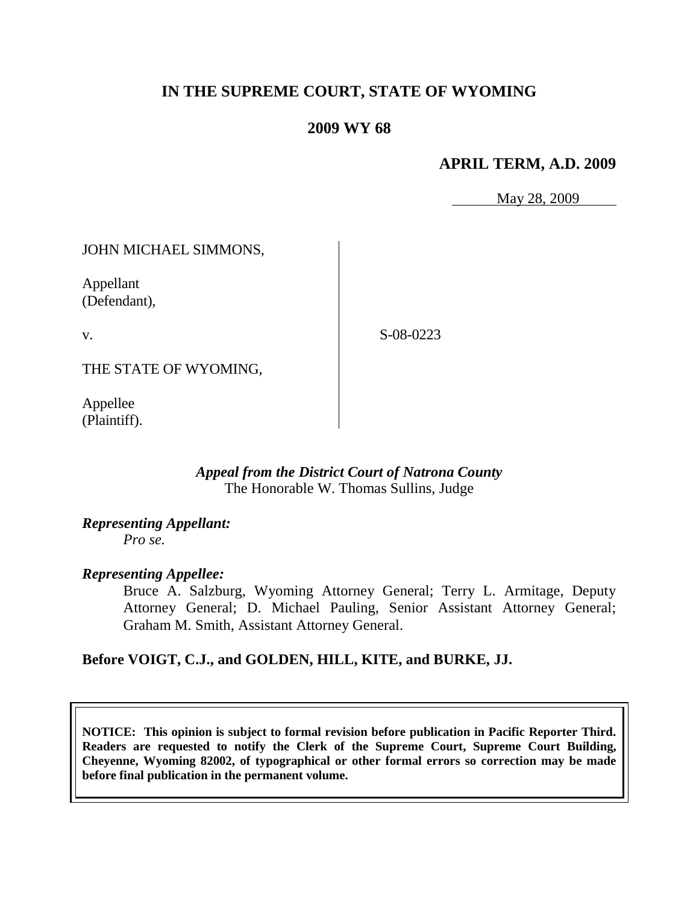# IN THE SUPREME COURT, STATE OF WYOMING

## 2009 WY 68

### APRIL TERM, A.D. 2009

May 28, 2009

JOHN MICHAEL SIMMONS,

Appellant
(Defendant),

v.

S-08-0223

THE STATE OF WYOMING,

Appellee
(Plaintiff).

*Appeal from the District Court of Natrona County*
The Honorable W. Thomas Sullins, Judge

***Representing Appellant:***
*Pro se.*

***Representing Appellee:***
Bruce A. Salzburg, Wyoming Attorney General; Terry L. Armitage, Deputy Attorney General; D. Michael Pauling, Senior Assistant Attorney General; Graham M. Smith, Assistant Attorney General.

**Before VOIGT, C.J., and GOLDEN, HILL, KITE, and BURKE, JJ.**

**NOTICE: This opinion is subject to formal revision before publication in Pacific Reporter Third. Readers are requested to notify the Clerk of the Supreme Court, Supreme Court Building, Cheyenne, Wyoming 82002, of typographical or other formal errors so correction may be made before final publication in the permanent volume.**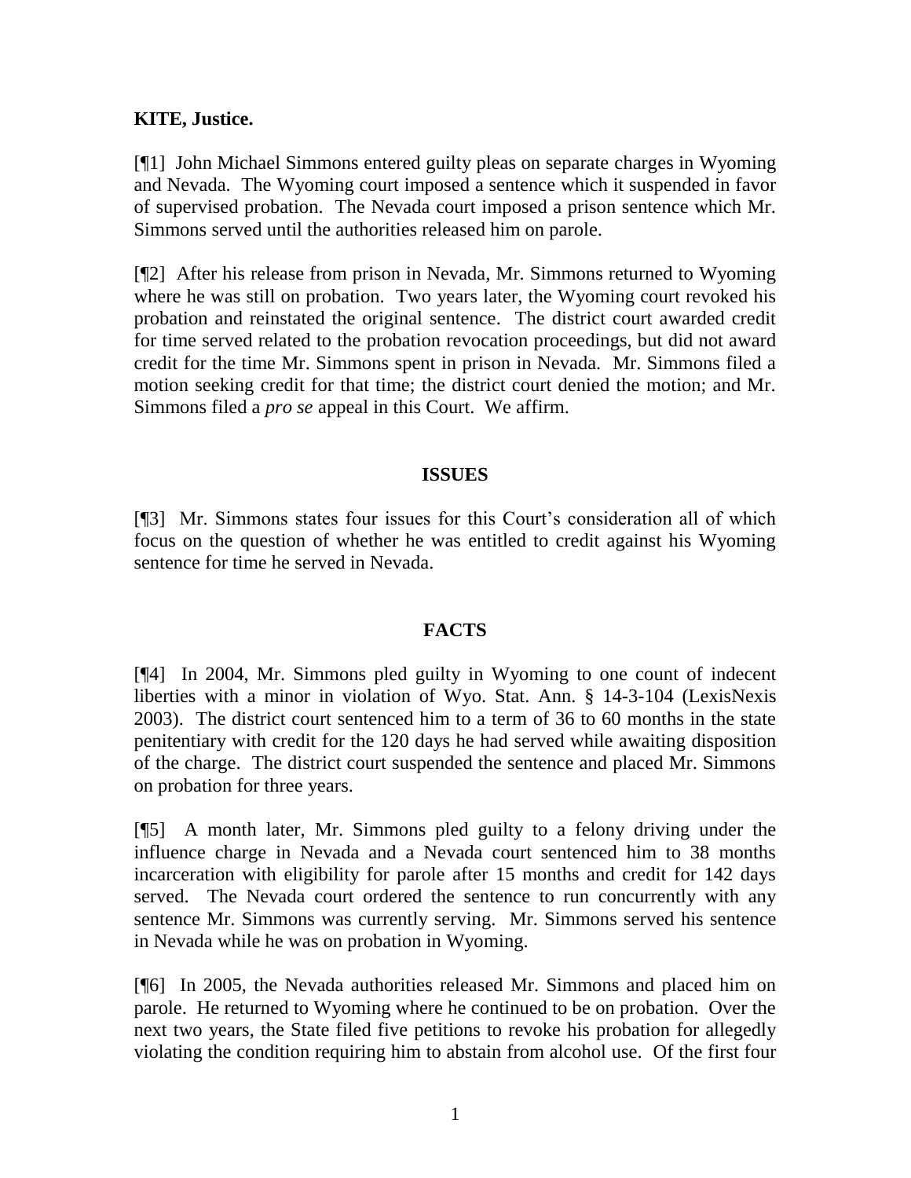**KITE, Justice.**

[¶1] John Michael Simmons entered guilty pleas on separate charges in Wyoming and Nevada. The Wyoming court imposed a sentence which it suspended in favor of supervised probation. The Nevada court imposed a prison sentence which Mr. Simmons served until the authorities released him on parole.

[¶2] After his release from prison in Nevada, Mr. Simmons returned to Wyoming where he was still on probation. Two years later, the Wyoming court revoked his probation and reinstated the original sentence. The district court awarded credit for time served related to the probation revocation proceedings, but did not award credit for the time Mr. Simmons spent in prison in Nevada. Mr. Simmons filed a motion seeking credit for that time; the district court denied the motion; and Mr. Simmons filed a *pro se* appeal in this Court. We affirm.

## ISSUES

[¶3] Mr. Simmons states four issues for this Court's consideration all of which focus on the question of whether he was entitled to credit against his Wyoming sentence for time he served in Nevada.

## FACTS

[¶4] In 2004, Mr. Simmons pled guilty in Wyoming to one count of indecent liberties with a minor in violation of Wyo. Stat. Ann. § 14-3-104 (LexisNexis 2003). The district court sentenced him to a term of 36 to 60 months in the state penitentiary with credit for the 120 days he had served while awaiting disposition of the charge. The district court suspended the sentence and placed Mr. Simmons on probation for three years.

[¶5] A month later, Mr. Simmons pled guilty to a felony driving under the influence charge in Nevada and a Nevada court sentenced him to 38 months incarceration with eligibility for parole after 15 months and credit for 142 days served. The Nevada court ordered the sentence to run concurrently with any sentence Mr. Simmons was currently serving. Mr. Simmons served his sentence in Nevada while he was on probation in Wyoming.

[¶6] In 2005, the Nevada authorities released Mr. Simmons and placed him on parole. He returned to Wyoming where he continued to be on probation. Over the next two years, the State filed five petitions to revoke his probation for allegedly violating the condition requiring him to abstain from alcohol use. Of the first four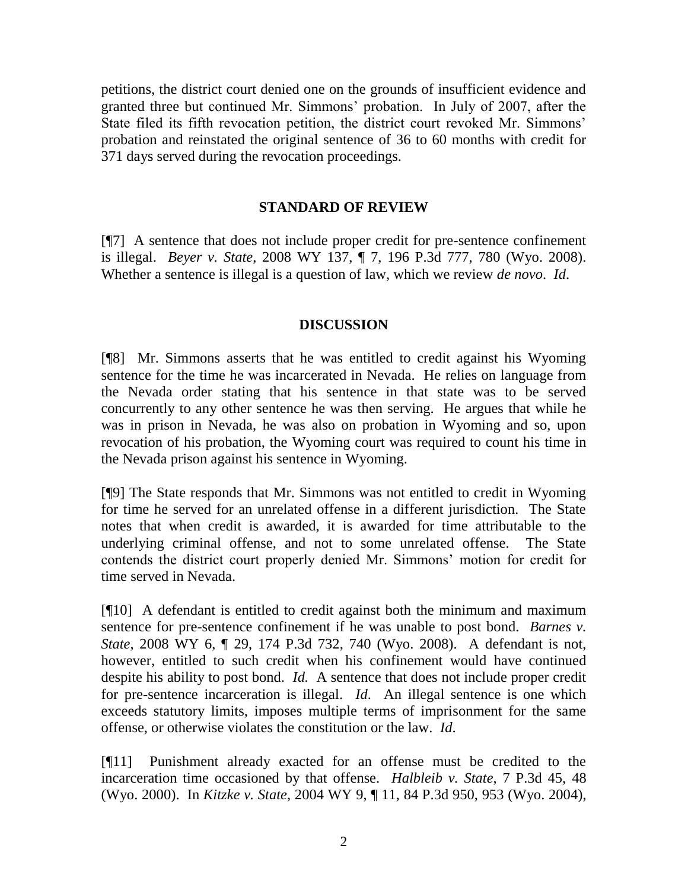petitions, the district court denied one on the grounds of insufficient evidence and granted three but continued Mr. Simmons' probation. In July of 2007, after the State filed its fifth revocation petition, the district court revoked Mr. Simmons' probation and reinstated the original sentence of 36 to 60 months with credit for 371 days served during the revocation proceedings.

## STANDARD OF REVIEW

[¶7] A sentence that does not include proper credit for pre-sentence confinement is illegal. *Beyer v. State*, 2008 WY 137, ¶ 7, 196 P.3d 777, 780 (Wyo. 2008). Whether a sentence is illegal is a question of law, which we review *de novo*. *Id*.

## DISCUSSION

[¶8] Mr. Simmons asserts that he was entitled to credit against his Wyoming sentence for the time he was incarcerated in Nevada. He relies on language from the Nevada order stating that his sentence in that state was to be served concurrently to any other sentence he was then serving. He argues that while he was in prison in Nevada, he was also on probation in Wyoming and so, upon revocation of his probation, the Wyoming court was required to count his time in the Nevada prison against his sentence in Wyoming.

[¶9] The State responds that Mr. Simmons was not entitled to credit in Wyoming for time he served for an unrelated offense in a different jurisdiction. The State notes that when credit is awarded, it is awarded for time attributable to the underlying criminal offense, and not to some unrelated offense. The State contends the district court properly denied Mr. Simmons' motion for credit for time served in Nevada.

[¶10] A defendant is entitled to credit against both the minimum and maximum sentence for pre-sentence confinement if he was unable to post bond. *Barnes v. State*, 2008 WY 6, ¶ 29, 174 P.3d 732, 740 (Wyo. 2008). A defendant is not, however, entitled to such credit when his confinement would have continued despite his ability to post bond. *Id.* A sentence that does not include proper credit for pre-sentence incarceration is illegal. *Id*. An illegal sentence is one which exceeds statutory limits, imposes multiple terms of imprisonment for the same offense, or otherwise violates the constitution or the law. *Id*.

[¶11] Punishment already exacted for an offense must be credited to the incarceration time occasioned by that offense. *Halbleib v. State*, 7 P.3d 45, 48 (Wyo. 2000). In *Kitzke v. State*, 2004 WY 9, ¶ 11, 84 P.3d 950, 953 (Wyo. 2004),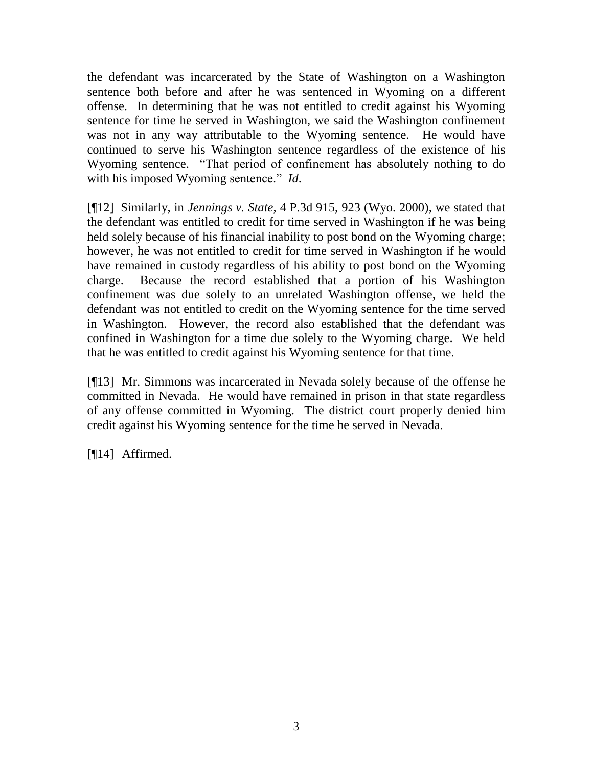the defendant was incarcerated by the State of Washington on a Washington sentence both before and after he was sentenced in Wyoming on a different offense. In determining that he was not entitled to credit against his Wyoming sentence for time he served in Washington, we said the Washington confinement was not in any way attributable to the Wyoming sentence. He would have continued to serve his Washington sentence regardless of the existence of his Wyoming sentence. "That period of confinement has absolutely nothing to do with his imposed Wyoming sentence." *Id*.

[¶12] Similarly, in *Jennings v. State*, 4 P.3d 915, 923 (Wyo. 2000), we stated that the defendant was entitled to credit for time served in Washington if he was being held solely because of his financial inability to post bond on the Wyoming charge; however, he was not entitled to credit for time served in Washington if he would have remained in custody regardless of his ability to post bond on the Wyoming charge. Because the record established that a portion of his Washington confinement was due solely to an unrelated Washington offense, we held the defendant was not entitled to credit on the Wyoming sentence for the time served in Washington. However, the record also established that the defendant was confined in Washington for a time due solely to the Wyoming charge. We held that he was entitled to credit against his Wyoming sentence for that time.

[¶13] Mr. Simmons was incarcerated in Nevada solely because of the offense he committed in Nevada. He would have remained in prison in that state regardless of any offense committed in Wyoming. The district court properly denied him credit against his Wyoming sentence for the time he served in Nevada.

[¶14] Affirmed.